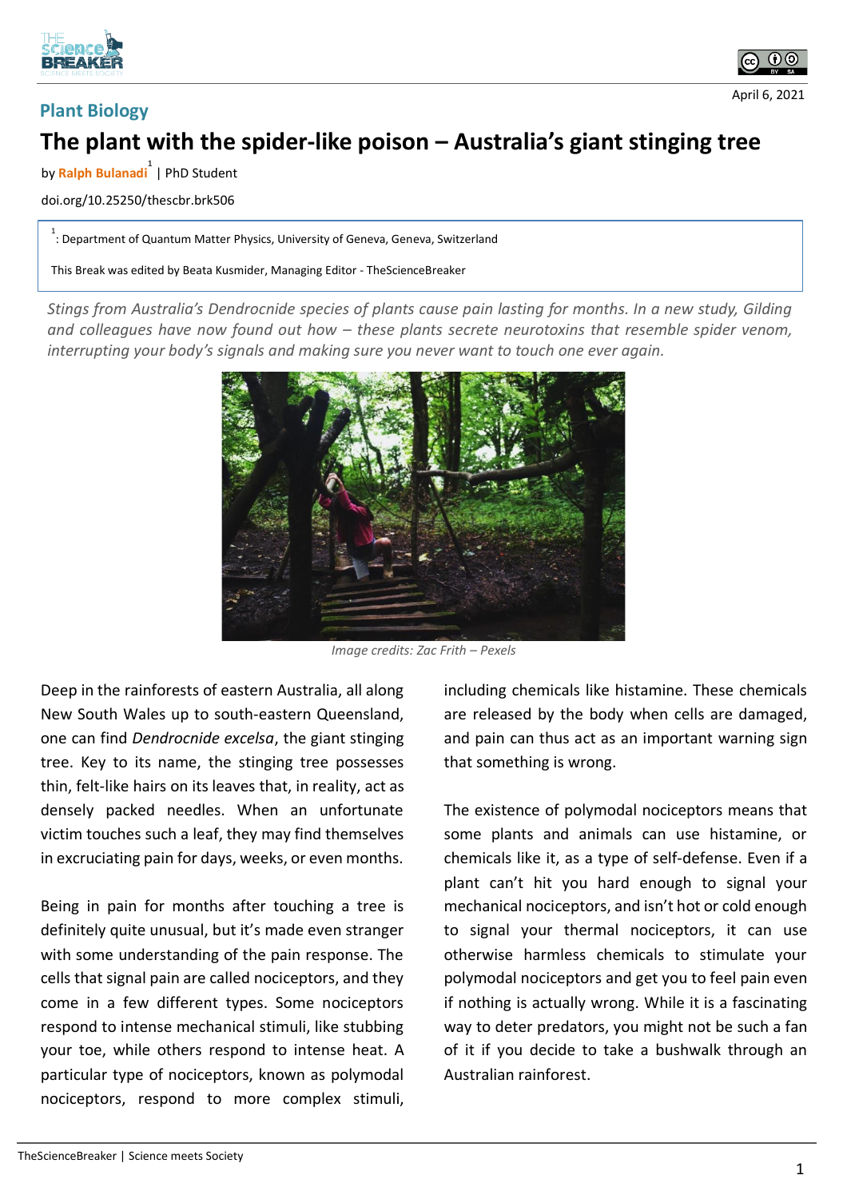Plant Biology

April 6, 2021

# The plant with the spider-like poison – Australia's giant stinging tree

by **Ralph Bulanadi**[1] | PhD Student

doi.org/10.25250/thescbr.brk506

[1]: Department of Quantum Matter Physics, University of Geneva, Geneva, Switzerland

This Break was edited by Beata Kusmider, Managing Editor - TheScienceBreaker

*Stings from Australia's Dendrocnide species of plants cause pain lasting for months. In a new study, Gilding and colleagues have now found out how – these plants secrete neurotoxins that resemble spider venom, interrupting your body's signals and making sure you never want to touch one ever again.*

*Image credits: Zac Frith – Pexels*

Deep in the rainforests of eastern Australia, all along New South Wales up to south-eastern Queensland, one can find *Dendrocnide excelsa*, the giant stinging tree. Key to its name, the stinging tree possesses thin, felt-like hairs on its leaves that, in reality, act as densely packed needles. When an unfortunate victim touches such a leaf, they may find themselves in excruciating pain for days, weeks, or even months.

Being in pain for months after touching a tree is definitely quite unusual, but it's made even stranger with some understanding of the pain response. The cells that signal pain are called nociceptors, and they come in a few different types. Some nociceptors respond to intense mechanical stimuli, like stubbing your toe, while others respond to intense heat. A particular type of nociceptors, known as polymodal nociceptors, respond to more complex stimuli, including chemicals like histamine. These chemicals are released by the body when cells are damaged, and pain can thus act as an important warning sign that something is wrong.

The existence of polymodal nociceptors means that some plants and animals can use histamine, or chemicals like it, as a type of self-defense. Even if a plant can't hit you hard enough to signal your mechanical nociceptors, and isn't hot or cold enough to signal your thermal nociceptors, it can use otherwise harmless chemicals to stimulate your polymodal nociceptors and get you to feel pain even if nothing is actually wrong. While it is a fascinating way to deter predators, you might not be such a fan of it if you decide to take a bushwalk through an Australian rainforest.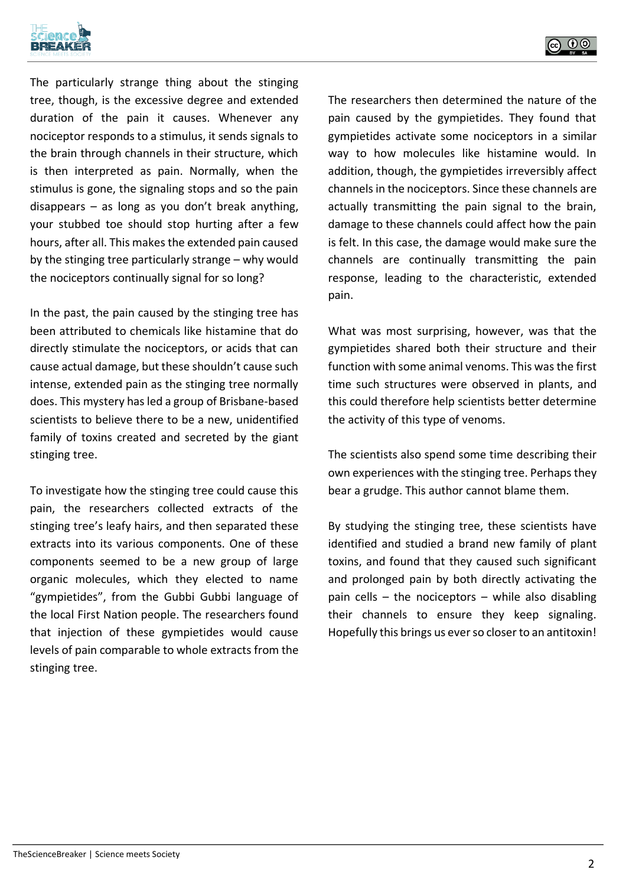The particularly strange thing about the stinging tree, though, is the excessive degree and extended duration of the pain it causes. Whenever any nociceptor responds to a stimulus, it sends signals to the brain through channels in their structure, which is then interpreted as pain. Normally, when the stimulus is gone, the signaling stops and so the pain disappears – as long as you don't break anything, your stubbed toe should stop hurting after a few hours, after all. This makes the extended pain caused by the stinging tree particularly strange – why would the nociceptors continually signal for so long?

In the past, the pain caused by the stinging tree has been attributed to chemicals like histamine that do directly stimulate the nociceptors, or acids that can cause actual damage, but these shouldn't cause such intense, extended pain as the stinging tree normally does. This mystery has led a group of Brisbane-based scientists to believe there to be a new, unidentified family of toxins created and secreted by the giant stinging tree.

To investigate how the stinging tree could cause this pain, the researchers collected extracts of the stinging tree's leafy hairs, and then separated these extracts into its various components. One of these components seemed to be a new group of large organic molecules, which they elected to name "gympietides", from the Gubbi Gubbi language of the local First Nation people. The researchers found that injection of these gympietides would cause levels of pain comparable to whole extracts from the stinging tree.

The researchers then determined the nature of the pain caused by the gympietides. They found that gympietides activate some nociceptors in a similar way to how molecules like histamine would. In addition, though, the gympietides irreversibly affect channels in the nociceptors. Since these channels are actually transmitting the pain signal to the brain, damage to these channels could affect how the pain is felt. In this case, the damage would make sure the channels are continually transmitting the pain response, leading to the characteristic, extended pain.

What was most surprising, however, was that the gympietides shared both their structure and their function with some animal venoms. This was the first time such structures were observed in plants, and this could therefore help scientists better determine the activity of this type of venoms.

The scientists also spend some time describing their own experiences with the stinging tree. Perhaps they bear a grudge. This author cannot blame them.

By studying the stinging tree, these scientists have identified and studied a brand new family of plant toxins, and found that they caused such significant and prolonged pain by both directly activating the pain cells – the nociceptors – while also disabling their channels to ensure they keep signaling. Hopefully this brings us ever so closer to an antitoxin!